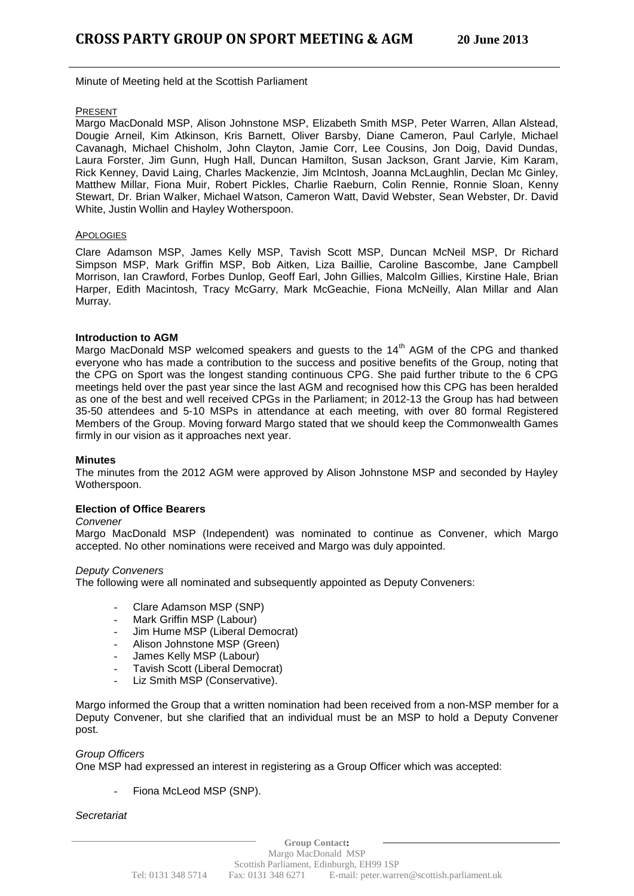# CROSS PARTY GROUP ON SPORT MEETING & AGM — 20 June 2013

Minute of Meeting held at the Scottish Parliament

PRESENT

Margo MacDonald MSP, Alison Johnstone MSP, Elizabeth Smith MSP, Peter Warren, Allan Alstead, Dougie Arneil, Kim Atkinson, Kris Barnett, Oliver Barsby, Diane Cameron, Paul Carlyle, Michael Cavanagh, Michael Chisholm, John Clayton, Jamie Corr, Lee Cousins, Jon Doig, David Dundas, Laura Forster, Jim Gunn, Hugh Hall, Duncan Hamilton, Susan Jackson, Grant Jarvie, Kim Karam, Rick Kenney, David Laing, Charles Mackenzie, Jim McIntosh, Joanna McLaughlin, Declan Mc Ginley, Matthew Millar, Fiona Muir, Robert Pickles, Charlie Raeburn, Colin Rennie, Ronnie Sloan, Kenny Stewart, Dr. Brian Walker, Michael Watson, Cameron Watt, David Webster, Sean Webster, Dr. David White, Justin Wollin and Hayley Wotherspoon.

APOLOGIES

Clare Adamson MSP, James Kelly MSP, Tavish Scott MSP, Duncan McNeil MSP, Dr Richard Simpson MSP, Mark Griffin MSP, Bob Aitken, Liza Baillie, Caroline Bascombe, Jane Campbell Morrison, Ian Crawford, Forbes Dunlop, Geoff Earl, John Gillies, Malcolm Gillies, Kirstine Hale, Brian Harper, Edith Macintosh, Tracy McGarry, Mark McGeachie, Fiona McNeilly, Alan Millar and Alan Murray.

**Introduction to AGM**

Margo MacDonald MSP welcomed speakers and guests to the 14th AGM of the CPG and thanked everyone who has made a contribution to the success and positive benefits of the Group, noting that the CPG on Sport was the longest standing continuous CPG. She paid further tribute to the 6 CPG meetings held over the past year since the last AGM and recognised how this CPG has been heralded as one of the best and well received CPGs in the Parliament; in 2012-13 the Group has had between 35-50 attendees and 5-10 MSPs in attendance at each meeting, with over 80 formal Registered Members of the Group. Moving forward Margo stated that we should keep the Commonwealth Games firmly in our vision as it approaches next year.

**Minutes**

The minutes from the 2012 AGM were approved by Alison Johnstone MSP and seconded by Hayley Wotherspoon.

**Election of Office Bearers**

*Convener*

Margo MacDonald MSP (Independent) was nominated to continue as Convener, which Margo accepted. No other nominations were received and Margo was duly appointed.

*Deputy Conveners*

The following were all nominated and subsequently appointed as Deputy Conveners:

- Clare Adamson MSP (SNP)
- Mark Griffin MSP (Labour)
- Jim Hume MSP (Liberal Democrat)
- Alison Johnstone MSP (Green)
- James Kelly MSP (Labour)
- Tavish Scott (Liberal Democrat)
- Liz Smith MSP (Conservative).

Margo informed the Group that a written nomination had been received from a non-MSP member for a Deputy Convener, but she clarified that an individual must be an MSP to hold a Deputy Convener post.

*Group Officers*

One MSP had expressed an interest in registering as a Group Officer which was accepted:

- Fiona McLeod MSP (SNP).

*Secretariat*

**Group Contact:**
Margo MacDonald MSP
Scottish Parliament, Edinburgh, EH99 1SP
Tel: 0131 348 5714 Fax: 0131 348 6271 E-mail: peter.warren@scottish.parliament.uk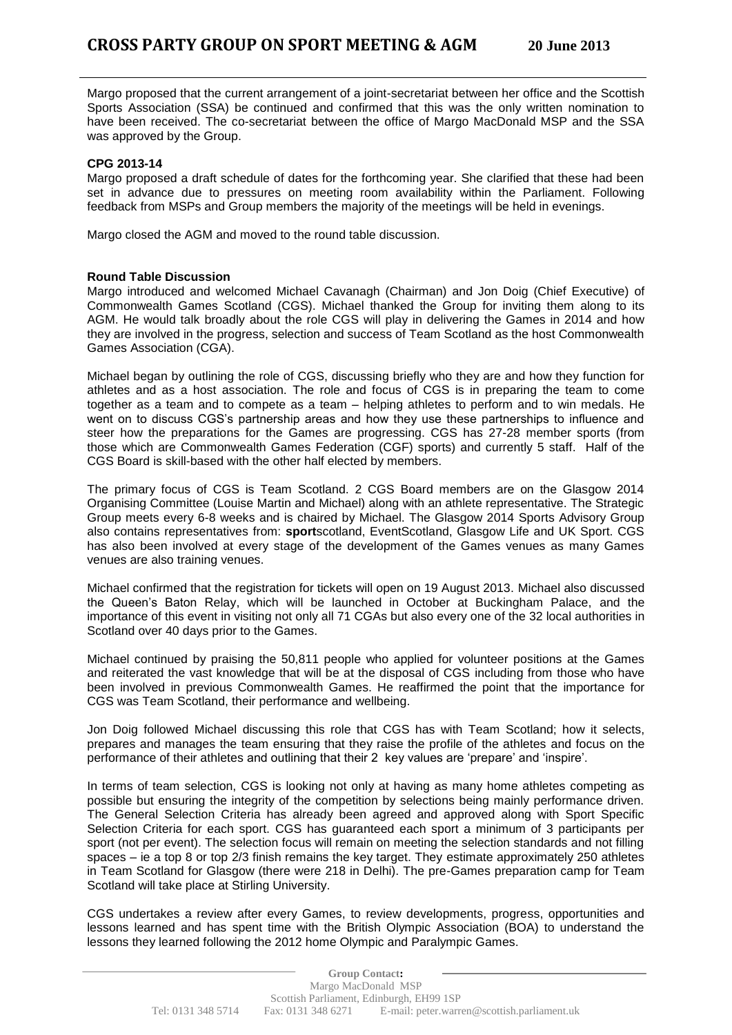Margo proposed that the current arrangement of a joint-secretariat between her office and the Scottish Sports Association (SSA) be continued and confirmed that this was the only written nomination to have been received. The co-secretariat between the office of Margo MacDonald MSP and the SSA was approved by the Group.

**CPG 2013-14**

Margo proposed a draft schedule of dates for the forthcoming year. She clarified that these had been set in advance due to pressures on meeting room availability within the Parliament. Following feedback from MSPs and Group members the majority of the meetings will be held in evenings.

Margo closed the AGM and moved to the round table discussion.

**Round Table Discussion**

Margo introduced and welcomed Michael Cavanagh (Chairman) and Jon Doig (Chief Executive) of Commonwealth Games Scotland (CGS). Michael thanked the Group for inviting them along to its AGM. He would talk broadly about the role CGS will play in delivering the Games in 2014 and how they are involved in the progress, selection and success of Team Scotland as the host Commonwealth Games Association (CGA).

Michael began by outlining the role of CGS, discussing briefly who they are and how they function for athletes and as a host association. The role and focus of CGS is in preparing the team to come together as a team and to compete as a team – helping athletes to perform and to win medals. He went on to discuss CGS's partnership areas and how they use these partnerships to influence and steer how the preparations for the Games are progressing. CGS has 27-28 member sports (from those which are Commonwealth Games Federation (CGF) sports) and currently 5 staff. Half of the CGS Board is skill-based with the other half elected by members.

The primary focus of CGS is Team Scotland. 2 CGS Board members are on the Glasgow 2014 Organising Committee (Louise Martin and Michael) along with an athlete representative. The Strategic Group meets every 6-8 weeks and is chaired by Michael. The Glasgow 2014 Sports Advisory Group also contains representatives from: **sport**scotland, EventScotland, Glasgow Life and UK Sport. CGS has also been involved at every stage of the development of the Games venues as many Games venues are also training venues.

Michael confirmed that the registration for tickets will open on 19 August 2013. Michael also discussed the Queen's Baton Relay, which will be launched in October at Buckingham Palace, and the importance of this event in visiting not only all 71 CGAs but also every one of the 32 local authorities in Scotland over 40 days prior to the Games.

Michael continued by praising the 50,811 people who applied for volunteer positions at the Games and reiterated the vast knowledge that will be at the disposal of CGS including from those who have been involved in previous Commonwealth Games. He reaffirmed the point that the importance for CGS was Team Scotland, their performance and wellbeing.

Jon Doig followed Michael discussing this role that CGS has with Team Scotland; how it selects, prepares and manages the team ensuring that they raise the profile of the athletes and focus on the performance of their athletes and outlining that their 2 key values are 'prepare' and 'inspire'.

In terms of team selection, CGS is looking not only at having as many home athletes competing as possible but ensuring the integrity of the competition by selections being mainly performance driven. The General Selection Criteria has already been agreed and approved along with Sport Specific Selection Criteria for each sport. CGS has guaranteed each sport a minimum of 3 participants per sport (not per event). The selection focus will remain on meeting the selection standards and not filling spaces – ie a top 8 or top 2/3 finish remains the key target. They estimate approximately 250 athletes in Team Scotland for Glasgow (there were 218 in Delhi). The pre-Games preparation camp for Team Scotland will take place at Stirling University.

CGS undertakes a review after every Games, to review developments, progress, opportunities and lessons learned and has spent time with the British Olympic Association (BOA) to understand the lessons they learned following the 2012 home Olympic and Paralympic Games.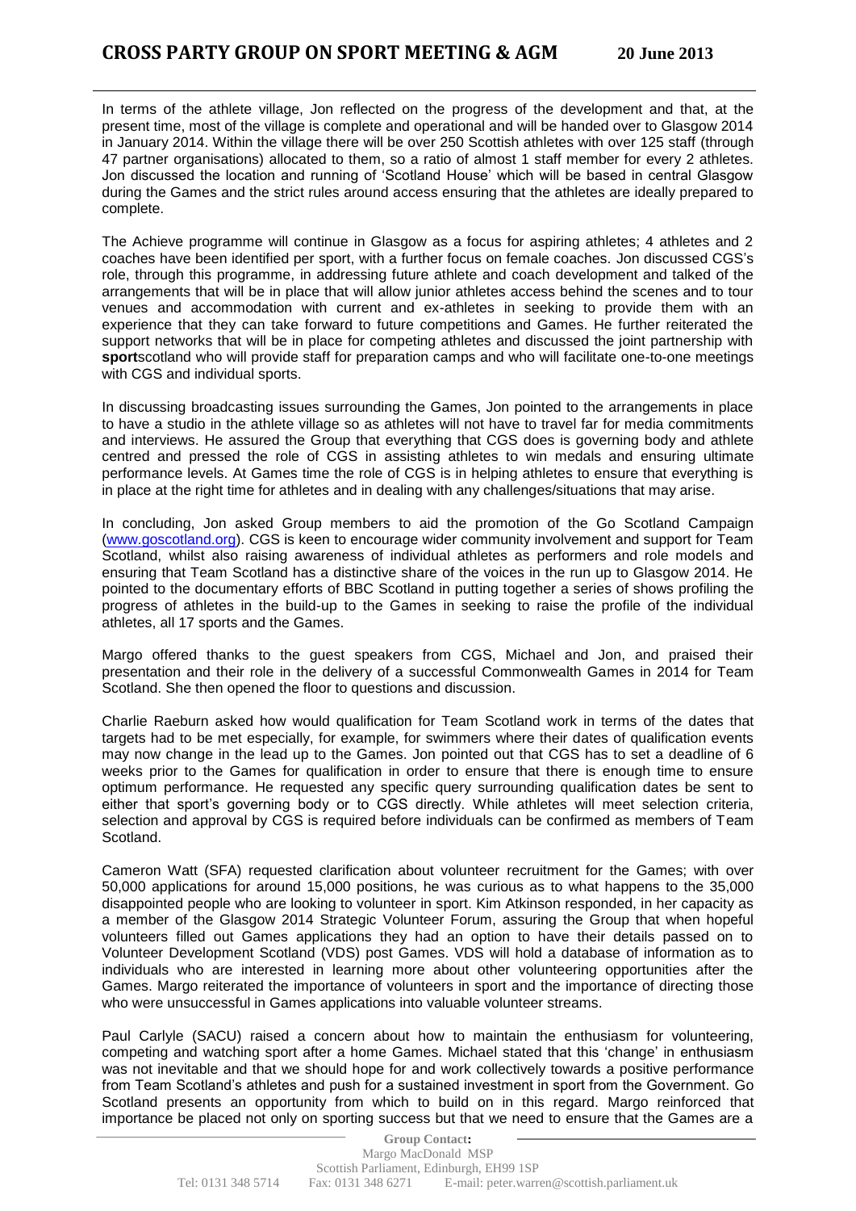In terms of the athlete village, Jon reflected on the progress of the development and that, at the present time, most of the village is complete and operational and will be handed over to Glasgow 2014 in January 2014. Within the village there will be over 250 Scottish athletes with over 125 staff (through 47 partner organisations) allocated to them, so a ratio of almost 1 staff member for every 2 athletes. Jon discussed the location and running of 'Scotland House' which will be based in central Glasgow during the Games and the strict rules around access ensuring that the athletes are ideally prepared to complete.

The Achieve programme will continue in Glasgow as a focus for aspiring athletes; 4 athletes and 2 coaches have been identified per sport, with a further focus on female coaches. Jon discussed CGS's role, through this programme, in addressing future athlete and coach development and talked of the arrangements that will be in place that will allow junior athletes access behind the scenes and to tour venues and accommodation with current and ex-athletes in seeking to provide them with an experience that they can take forward to future competitions and Games. He further reiterated the support networks that will be in place for competing athletes and discussed the joint partnership with **sport**scotland who will provide staff for preparation camps and who will facilitate one-to-one meetings with CGS and individual sports.

In discussing broadcasting issues surrounding the Games, Jon pointed to the arrangements in place to have a studio in the athlete village so as athletes will not have to travel far for media commitments and interviews. He assured the Group that everything that CGS does is governing body and athlete centred and pressed the role of CGS in assisting athletes to win medals and ensuring ultimate performance levels. At Games time the role of CGS is in helping athletes to ensure that everything is in place at the right time for athletes and in dealing with any challenges/situations that may arise.

In concluding, Jon asked Group members to aid the promotion of the Go Scotland Campaign (www.goscotland.org). CGS is keen to encourage wider community involvement and support for Team Scotland, whilst also raising awareness of individual athletes as performers and role models and ensuring that Team Scotland has a distinctive share of the voices in the run up to Glasgow 2014. He pointed to the documentary efforts of BBC Scotland in putting together a series of shows profiling the progress of athletes in the build-up to the Games in seeking to raise the profile of the individual athletes, all 17 sports and the Games.

Margo offered thanks to the guest speakers from CGS, Michael and Jon, and praised their presentation and their role in the delivery of a successful Commonwealth Games in 2014 for Team Scotland. She then opened the floor to questions and discussion.

Charlie Raeburn asked how would qualification for Team Scotland work in terms of the dates that targets had to be met especially, for example, for swimmers where their dates of qualification events may now change in the lead up to the Games. Jon pointed out that CGS has to set a deadline of 6 weeks prior to the Games for qualification in order to ensure that there is enough time to ensure optimum performance. He requested any specific query surrounding qualification dates be sent to either that sport's governing body or to CGS directly. While athletes will meet selection criteria, selection and approval by CGS is required before individuals can be confirmed as members of Team Scotland.

Cameron Watt (SFA) requested clarification about volunteer recruitment for the Games; with over 50,000 applications for around 15,000 positions, he was curious as to what happens to the 35,000 disappointed people who are looking to volunteer in sport. Kim Atkinson responded, in her capacity as a member of the Glasgow 2014 Strategic Volunteer Forum, assuring the Group that when hopeful volunteers filled out Games applications they had an option to have their details passed on to Volunteer Development Scotland (VDS) post Games. VDS will hold a database of information as to individuals who are interested in learning more about other volunteering opportunities after the Games. Margo reiterated the importance of volunteers in sport and the importance of directing those who were unsuccessful in Games applications into valuable volunteer streams.

Paul Carlyle (SACU) raised a concern about how to maintain the enthusiasm for volunteering, competing and watching sport after a home Games. Michael stated that this 'change' in enthusiasm was not inevitable and that we should hope for and work collectively towards a positive performance from Team Scotland's athletes and push for a sustained investment in sport from the Government. Go Scotland presents an opportunity from which to build on in this regard. Margo reinforced that importance be placed not only on sporting success but that we need to ensure that the Games are a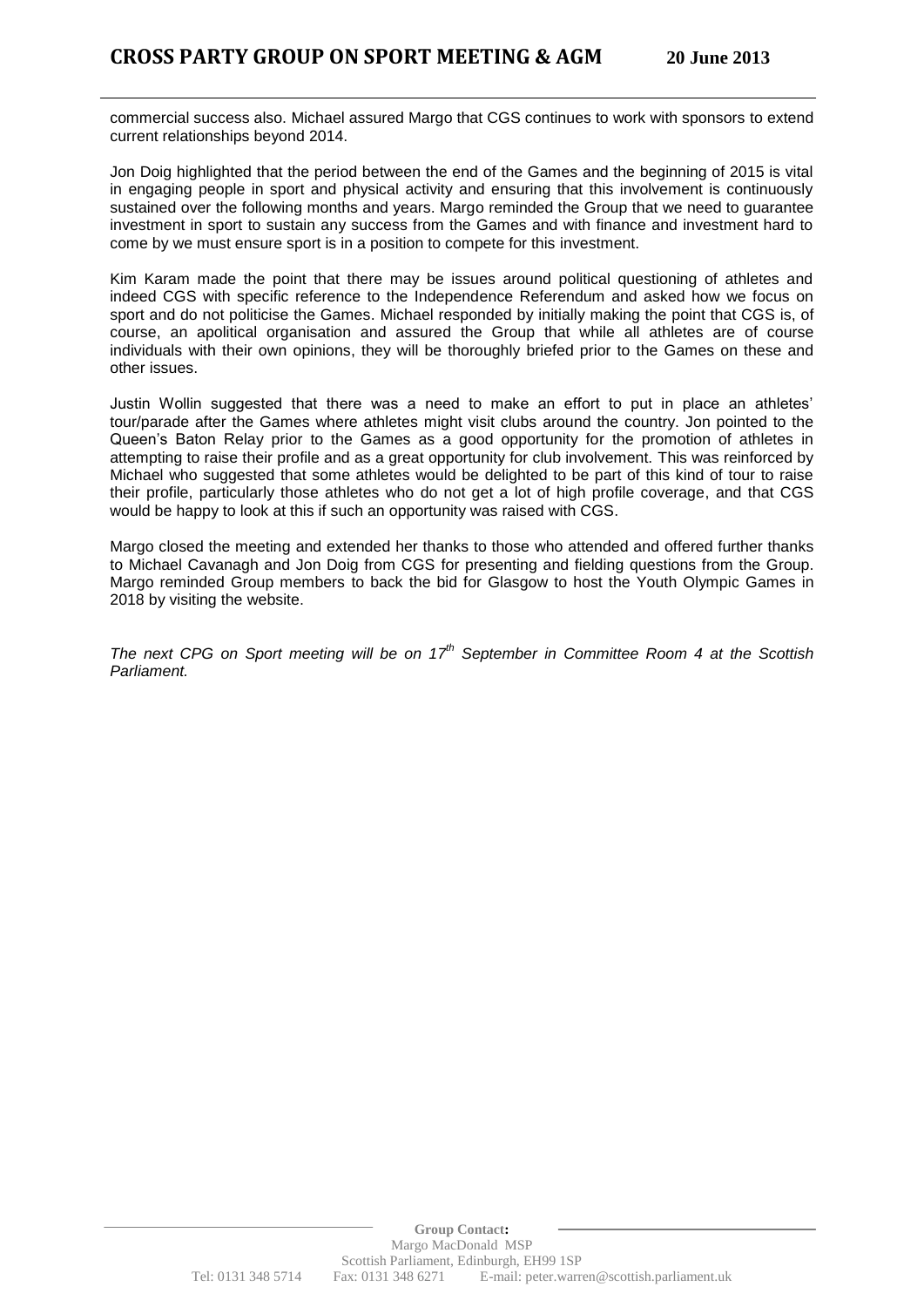commercial success also. Michael assured Margo that CGS continues to work with sponsors to extend current relationships beyond 2014.

Jon Doig highlighted that the period between the end of the Games and the beginning of 2015 is vital in engaging people in sport and physical activity and ensuring that this involvement is continuously sustained over the following months and years. Margo reminded the Group that we need to guarantee investment in sport to sustain any success from the Games and with finance and investment hard to come by we must ensure sport is in a position to compete for this investment.

Kim Karam made the point that there may be issues around political questioning of athletes and indeed CGS with specific reference to the Independence Referendum and asked how we focus on sport and do not politicise the Games. Michael responded by initially making the point that CGS is, of course, an apolitical organisation and assured the Group that while all athletes are of course individuals with their own opinions, they will be thoroughly briefed prior to the Games on these and other issues.

Justin Wollin suggested that there was a need to make an effort to put in place an athletes' tour/parade after the Games where athletes might visit clubs around the country. Jon pointed to the Queen's Baton Relay prior to the Games as a good opportunity for the promotion of athletes in attempting to raise their profile and as a great opportunity for club involvement. This was reinforced by Michael who suggested that some athletes would be delighted to be part of this kind of tour to raise their profile, particularly those athletes who do not get a lot of high profile coverage, and that CGS would be happy to look at this if such an opportunity was raised with CGS.

Margo closed the meeting and extended her thanks to those who attended and offered further thanks to Michael Cavanagh and Jon Doig from CGS for presenting and fielding questions from the Group. Margo reminded Group members to back the bid for Glasgow to host the Youth Olympic Games in 2018 by visiting the website.

*The next CPG on Sport meeting will be on 17th September in Committee Room 4 at the Scottish Parliament.*